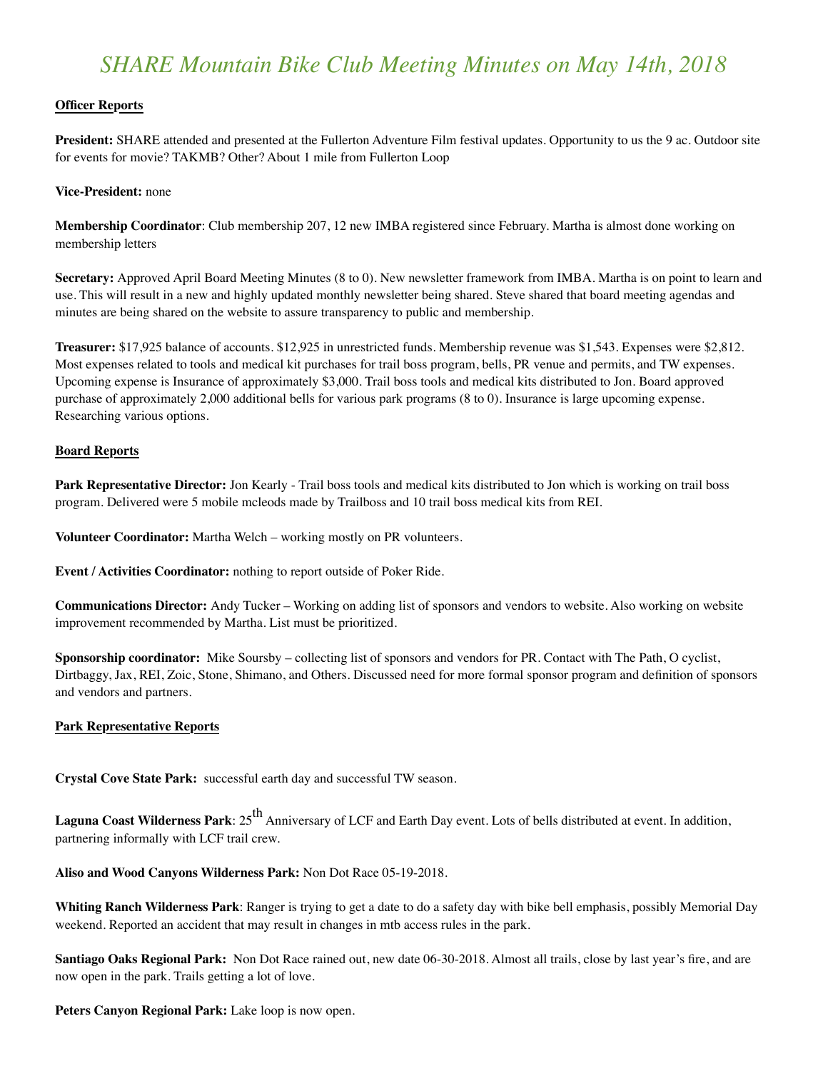# *SHARE Mountain Bike Club Meeting Minutes on May 14th, 2018*

**Officer Reports**

**President:** SHARE attended and presented at the Fullerton Adventure Film festival updates. Opportunity to us the 9 ac. Outdoor site for events for movie? TAKMB? Other? About 1 mile from Fullerton Loop

**Vice-President:** none

**Membership Coordinator**: Club membership 207, 12 new IMBA registered since February. Martha is almost done working on membership letters

**Secretary:** Approved April Board Meeting Minutes (8 to 0). New newsletter framework from IMBA. Martha is on point to learn and use. This will result in a new and highly updated monthly newsletter being shared. Steve shared that board meeting agendas and minutes are being shared on the website to assure transparency to public and membership.

**Treasurer:** $17,925 balance of accounts. $12,925 in unrestricted funds. Membership revenue was $1,543. Expenses were $2,812. Most expenses related to tools and medical kit purchases for trail boss program, bells, PR venue and permits, and TW expenses. Upcoming expense is Insurance of approximately $3,000. Trail boss tools and medical kits distributed to Jon. Board approved purchase of approximately 2,000 additional bells for various park programs (8 to 0). Insurance is large upcoming expense. Researching various options.

**Board Reports**

**Park Representative Director:** Jon Kearly - Trail boss tools and medical kits distributed to Jon which is working on trail boss program. Delivered were 5 mobile mcleods made by Trailboss and 10 trail boss medical kits from REI.

**Volunteer Coordinator:** Martha Welch – working mostly on PR volunteers.

**Event / Activities Coordinator:** nothing to report outside of Poker Ride.

**Communications Director:** Andy Tucker – Working on adding list of sponsors and vendors to website. Also working on website improvement recommended by Martha. List must be prioritized.

**Sponsorship coordinator:** Mike Soursby – collecting list of sponsors and vendors for PR. Contact with The Path, O cyclist, Dirtbaggy, Jax, REI, Zoic, Stone, Shimano, and Others. Discussed need for more formal sponsor program and definition of sponsors and vendors and partners.

**Park Representative Reports**

**Crystal Cove State Park:** successful earth day and successful TW season.

**Laguna Coast Wilderness Park**: 25th Anniversary of LCF and Earth Day event. Lots of bells distributed at event. In addition, partnering informally with LCF trail crew.

**Aliso and Wood Canyons Wilderness Park:** Non Dot Race 05-19-2018.

**Whiting Ranch Wilderness Park**: Ranger is trying to get a date to do a safety day with bike bell emphasis, possibly Memorial Day weekend. Reported an accident that may result in changes in mtb access rules in the park.

**Santiago Oaks Regional Park:** Non Dot Race rained out, new date 06-30-2018. Almost all trails, close by last year's fire, and are now open in the park. Trails getting a lot of love.

**Peters Canyon Regional Park:** Lake loop is now open.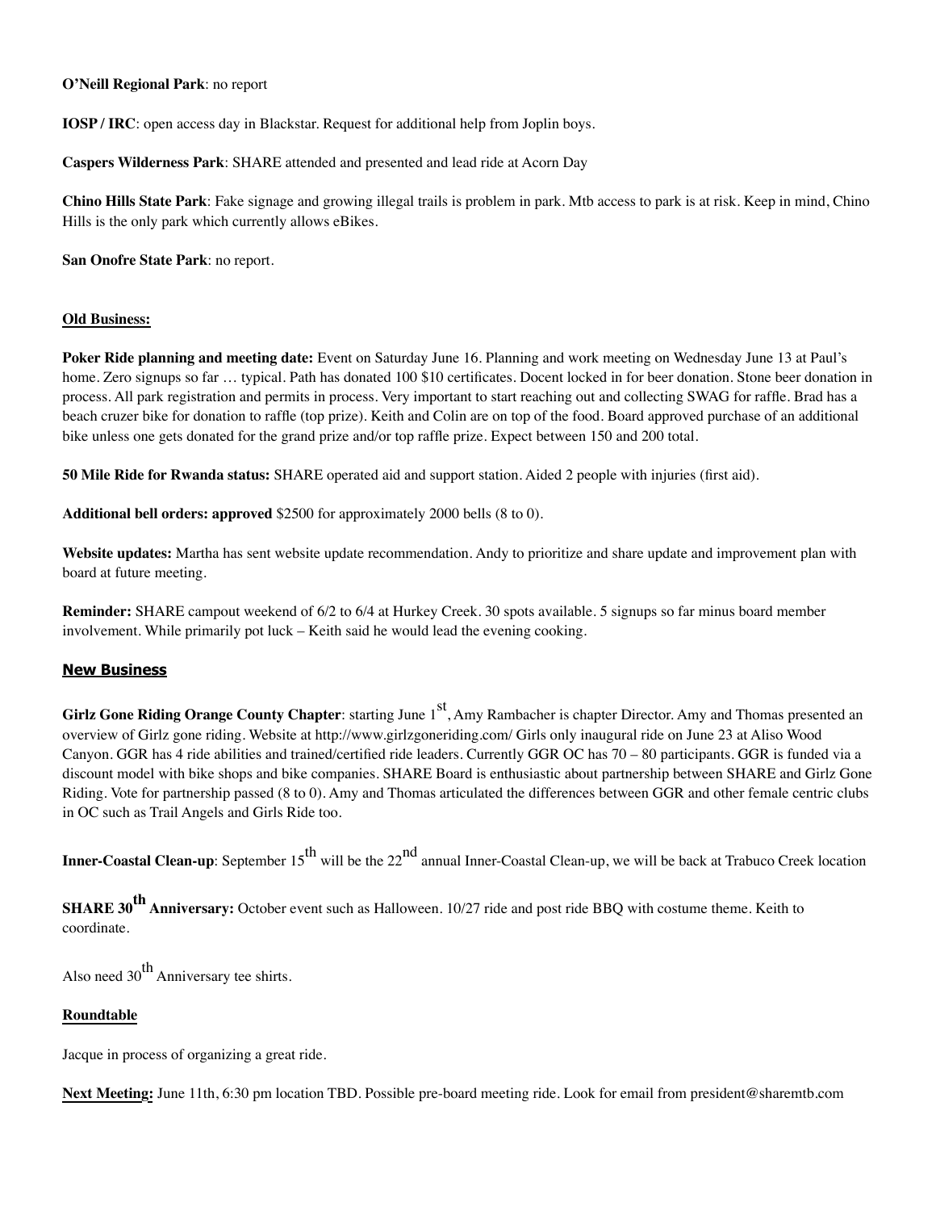**O'Neill Regional Park**: no report

**IOSP / IRC**: open access day in Blackstar. Request for additional help from Joplin boys.

**Caspers Wilderness Park**: SHARE attended and presented and lead ride at Acorn Day

**Chino Hills State Park**: Fake signage and growing illegal trails is problem in park. Mtb access to park is at risk. Keep in mind, Chino Hills is the only park which currently allows eBikes.

**San Onofre State Park**: no report.

## Old Business:

**Poker Ride planning and meeting date:** Event on Saturday June 16. Planning and work meeting on Wednesday June 13 at Paul's home. Zero signups so far … typical. Path has donated 100 $10 certificates. Docent locked in for beer donation. Stone beer donation in process. All park registration and permits in process. Very important to start reaching out and collecting SWAG for raffle. Brad has a beach cruzer bike for donation to raffle (top prize). Keith and Colin are on top of the food. Board approved purchase of an additional bike unless one gets donated for the grand prize and/or top raffle prize. Expect between 150 and 200 total.

**50 Mile Ride for Rwanda status:** SHARE operated aid and support station. Aided 2 people with injuries (first aid).

**Additional bell orders: approved** $2500 for approximately 2000 bells (8 to 0).

**Website updates:** Martha has sent website update recommendation. Andy to prioritize and share update and improvement plan with board at future meeting.

**Reminder:** SHARE campout weekend of 6/2 to 6/4 at Hurkey Creek. 30 spots available. 5 signups so far minus board member involvement. While primarily pot luck – Keith said he would lead the evening cooking.

## New Business

**Girlz Gone Riding Orange County Chapter**: starting June 1st, Amy Rambacher is chapter Director. Amy and Thomas presented an overview of Girlz gone riding. Website at http://www.girlzgoneriding.com/ Girls only inaugural ride on June 23 at Aliso Wood Canyon. GGR has 4 ride abilities and trained/certified ride leaders. Currently GGR OC has 70 – 80 participants. GGR is funded via a discount model with bike shops and bike companies. SHARE Board is enthusiastic about partnership between SHARE and Girlz Gone Riding. Vote for partnership passed (8 to 0). Amy and Thomas articulated the differences between GGR and other female centric clubs in OC such as Trail Angels and Girls Ride too.

**Inner-Coastal Clean-up**: September 15th will be the 22nd annual Inner-Coastal Clean-up, we will be back at Trabuco Creek location

**SHARE 30th Anniversary:** October event such as Halloween. 10/27 ride and post ride BBQ with costume theme. Keith to coordinate.

Also need 30th Anniversary tee shirts.

## Roundtable

Jacque in process of organizing a great ride.

**Next Meeting:** June 11th, 6:30 pm location TBD. Possible pre-board meeting ride. Look for email from president@sharemtb.com